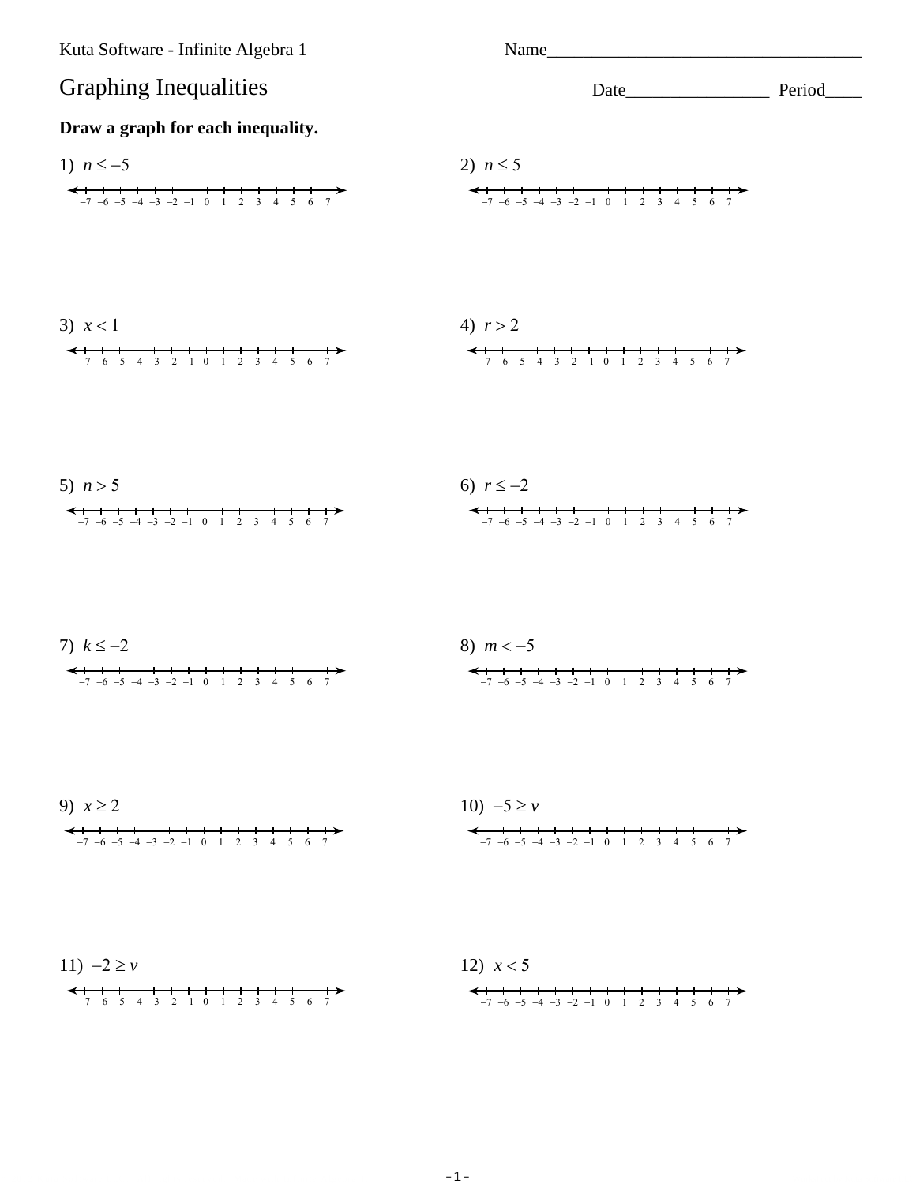Kuta Software - Infinite Algebra 1

Name___________________________________

# Graphing Inequalities

Date________________ Period____

**Draw a graph for each inequality.**

1) $n \leq -5$

−7 −6 −5 −4 −3 −2 −1 0 1 2 3 4 5 6 7

2) $n \leq 5$

−7 −6 −5 −4 −3 −2 −1 0 1 2 3 4 5 6 7

3) $x < 1$

−7 −6 −5 −4 −3 −2 −1 0 1 2 3 4 5 6 7

4) $r > 2$

−7 −6 −5 −4 −3 −2 −1 0 1 2 3 4 5 6 7

5) $n > 5$

−7 −6 −5 −4 −3 −2 −1 0 1 2 3 4 5 6 7

6) $r \leq -2$

−7 −6 −5 −4 −3 −2 −1 0 1 2 3 4 5 6 7

7) $k \leq -2$

−7 −6 −5 −4 −3 −2 −1 0 1 2 3 4 5 6 7

8) $m < -5$

−7 −6 −5 −4 −3 −2 −1 0 1 2 3 4 5 6 7

9) $x \geq 2$

−7 −6 −5 −4 −3 −2 −1 0 1 2 3 4 5 6 7

10) $-5 \geq v$

−7 −6 −5 −4 −3 −2 −1 0 1 2 3 4 5 6 7

11) $-2 \geq v$

−7 −6 −5 −4 −3 −2 −1 0 1 2 3 4 5 6 7

12) $x < 5$

−7 −6 −5 −4 −3 −2 −1 0 1 2 3 4 5 6 7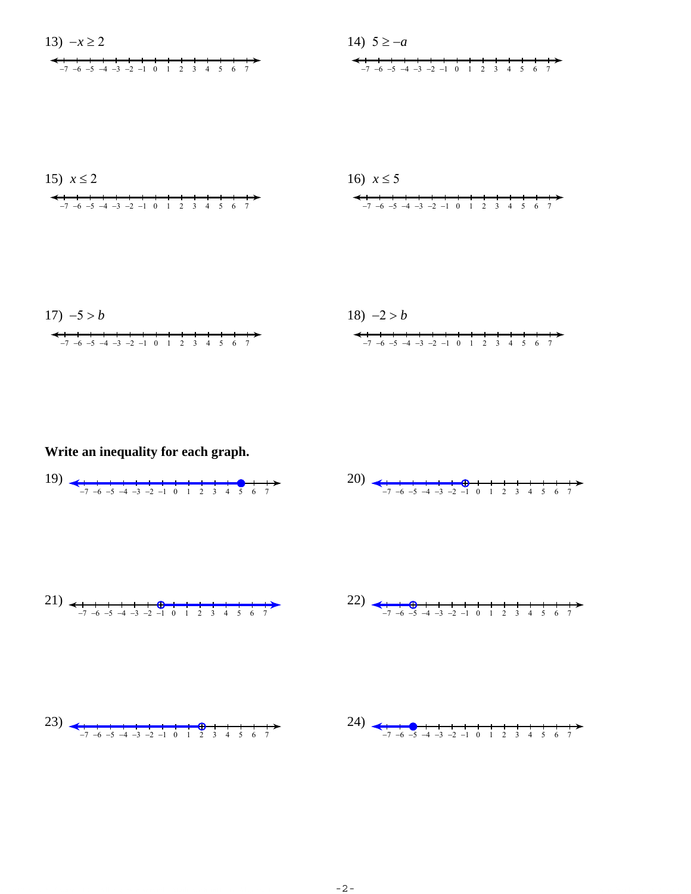13) $-x \geq 2$

14) $5 \geq -a$

15) $x \leq 2$

16) $x \leq 5$

17) $-5 > b$

18) $-2 > b$

**Write an inequality for each graph.**

19)

20)

21)

22)

23)

24)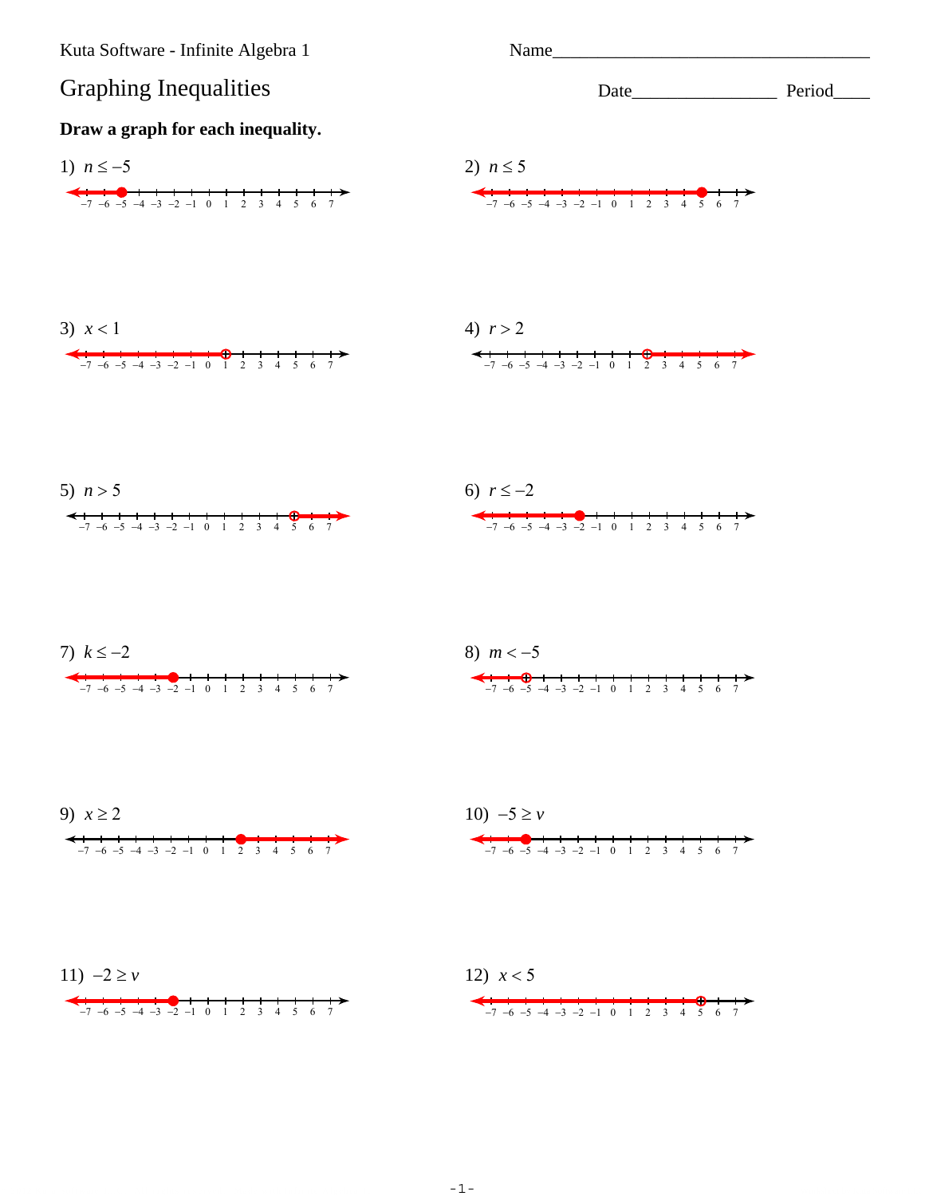Kuta Software - Infinite Algebra 1

Name\_\_\_\_\_\_\_\_\_\_\_\_\_\_\_\_\_\_\_\_\_\_\_\_\_\_\_\_\_\_\_\_\_\_\_

# Graphing Inequalities

Date\_\_\_\_\_\_\_\_\_\_\_\_\_\_\_\_ Period\_\_\_\_

**Draw a graph for each inequality.**

1) $n \leq -5$

2) $n \leq 5$

3) $x < 1$

4) $r > 2$

5) $n > 5$

6) $r \leq -2$

7) $k \leq -2$

8) $m < -5$

9) $x \geq 2$

10) $-5 \geq v$

11) $-2 \geq v$

12) $x < 5$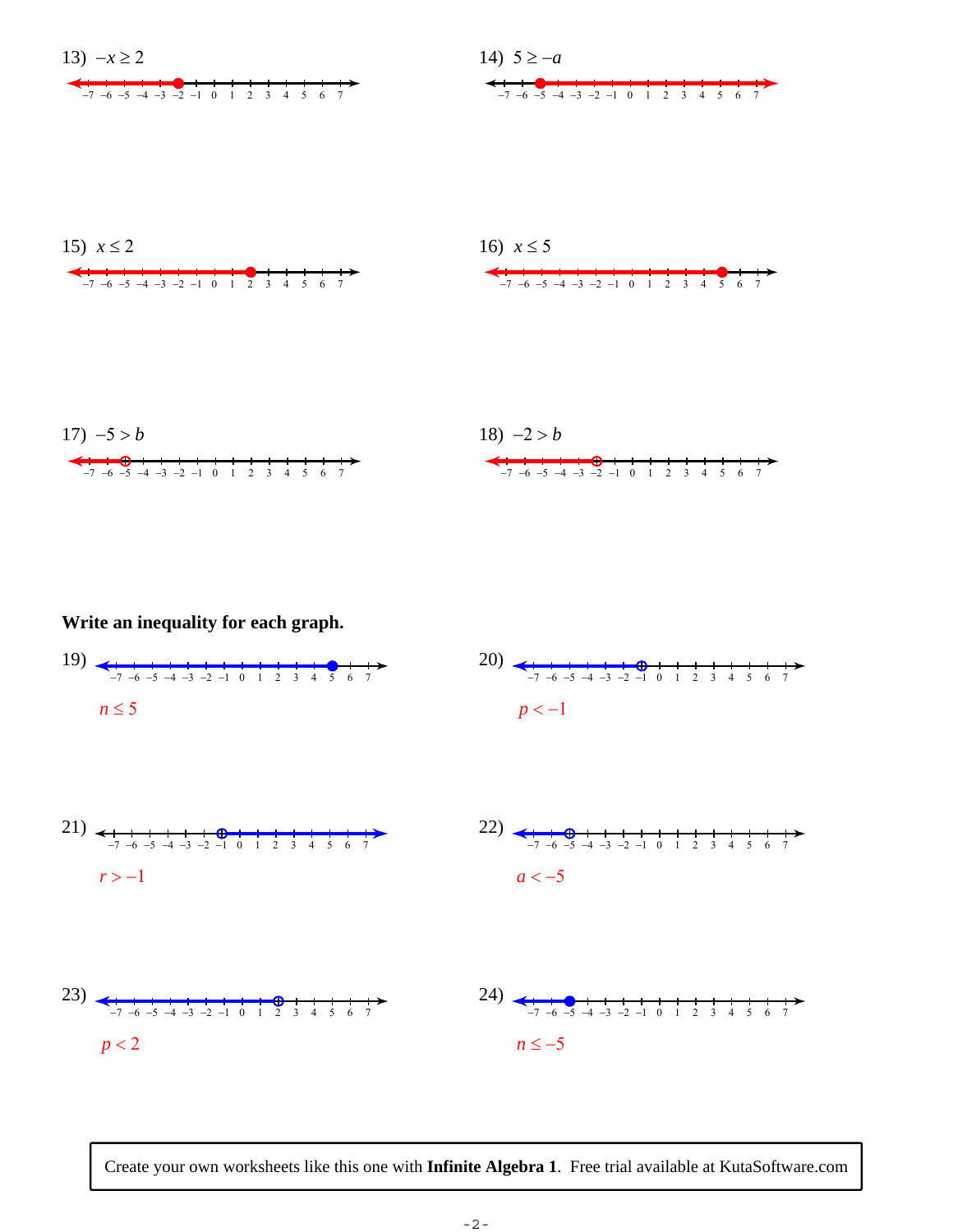13) $-x \geq 2$

−7 −6 −5 −4 −3 −2 −1 0 1 2 3 4 5 6 7

14) $5 \geq -a$

−7 −6 −5 −4 −3 −2 −1 0 1 2 3 4 5 6 7

15) $x \leq 2$

−7 −6 −5 −4 −3 −2 −1 0 1 2 3 4 5 6 7

16) $x \leq 5$

−7 −6 −5 −4 −3 −2 −1 0 1 2 3 4 5 6 7

17) $-5 > b$

−7 −6 −5 −4 −3 −2 −1 0 1 2 3 4 5 6 7

18) $-2 > b$

−7 −6 −5 −4 −3 −2 −1 0 1 2 3 4 5 6 7

**Write an inequality for each graph.**

19)

−7 −6 −5 −4 −3 −2 −1 0 1 2 3 4 5 6 7

$n \leq 5$

20)

−7 −6 −5 −4 −3 −2 −1 0 1 2 3 4 5 6 7

$p < -1$

21)

−7 −6 −5 −4 −3 −2 −1 0 1 2 3 4 5 6 7

$r > -1$

22)

−7 −6 −5 −4 −3 −2 −1 0 1 2 3 4 5 6 7

$a < -5$

23)

−7 −6 −5 −4 −3 −2 −1 0 1 2 3 4 5 6 7

$p < 2$

24)

−7 −6 −5 −4 −3 −2 −1 0 1 2 3 4 5 6 7

$n \leq -5$

Create your own worksheets like this one with **Infinite Algebra 1**. Free trial available at KutaSoftware.com